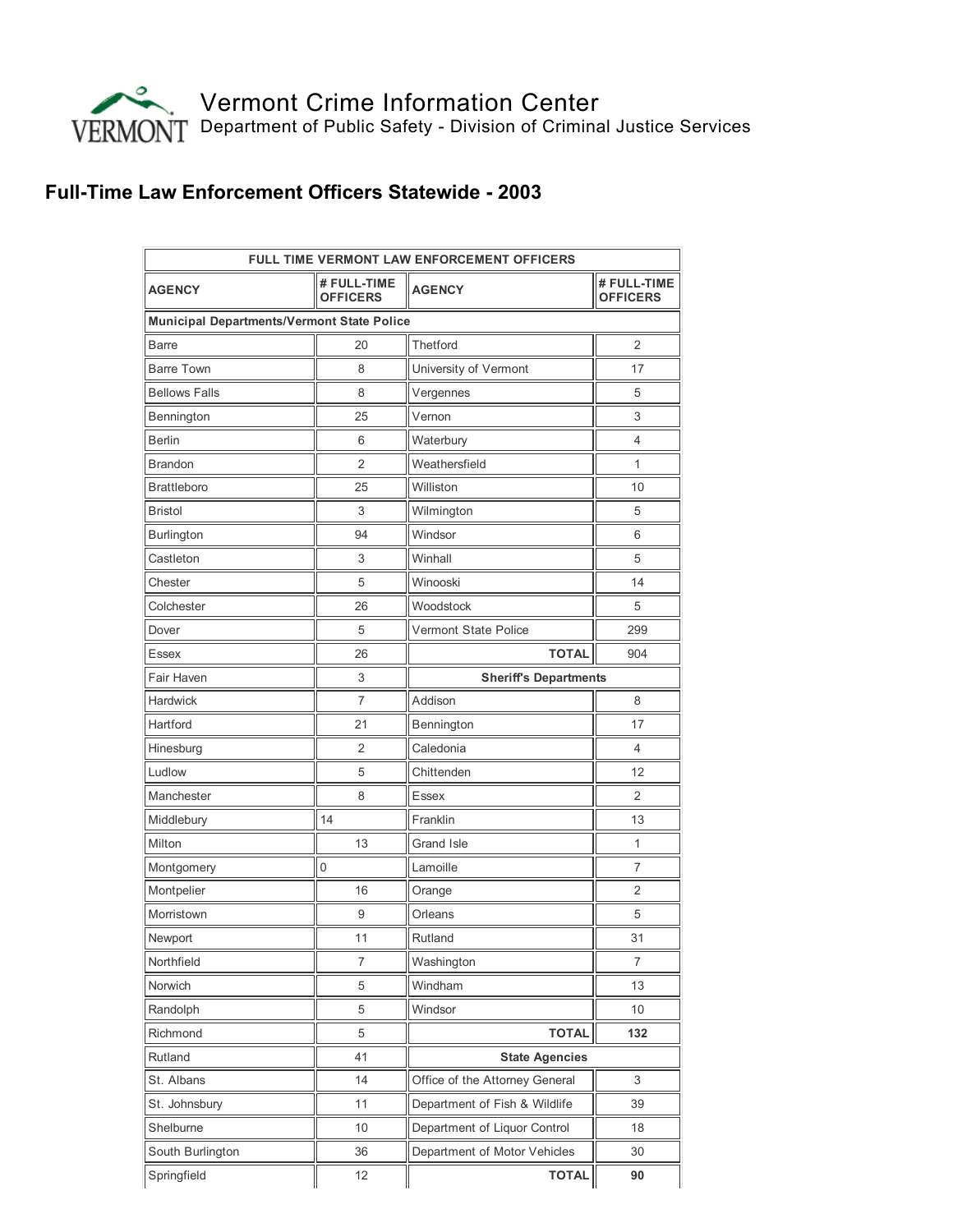Vermont Crime Information Center
Department of Public Safety - Division of Criminal Justice Services

## Full-Time Law Enforcement Officers Statewide - 2003

| FULL TIME VERMONT LAW ENFORCEMENT OFFICERS | | | |
|---|---|---|---|
| **AGENCY** | **# FULL-TIME OFFICERS** | **AGENCY** | **# FULL-TIME OFFICERS** |
| **Municipal Departments/Vermont State Police** | | | |
| Barre | 20 | Thetford | 2 |
| Barre Town | 8 | University of Vermont | 17 |
| Bellows Falls | 8 | Vergennes | 5 |
| Bennington | 25 | Vernon | 3 |
| Berlin | 6 | Waterbury | 4 |
| Brandon | 2 | Weathersfield | 1 |
| Brattleboro | 25 | Williston | 10 |
| Bristol | 3 | Wilmington | 5 |
| Burlington | 94 | Windsor | 6 |
| Castleton | 3 | Winhall | 5 |
| Chester | 5 | Winooski | 14 |
| Colchester | 26 | Woodstock | 5 |
| Dover | 5 | Vermont State Police | 299 |
| Essex | 26 | **TOTAL** | 904 |
| Fair Haven | 3 | **Sheriff's Departments** | |
| Hardwick | 7 | Addison | 8 |
| Hartford | 21 | Bennington | 17 |
| Hinesburg | 2 | Caledonia | 4 |
| Ludlow | 5 | Chittenden | 12 |
| Manchester | 8 | Essex | 2 |
| Middlebury | 14 | Franklin | 13 |
| Milton | 13 | Grand Isle | 1 |
| Montgomery | 0 | Lamoille | 7 |
| Montpelier | 16 | Orange | 2 |
| Morristown | 9 | Orleans | 5 |
| Newport | 11 | Rutland | 31 |
| Northfield | 7 | Washington | 7 |
| Norwich | 5 | Windham | 13 |
| Randolph | 5 | Windsor | 10 |
| Richmond | 5 | **TOTAL** | **132** |
| Rutland | 41 | **State Agencies** | |
| St. Albans | 14 | Office of the Attorney General | 3 |
| St. Johnsbury | 11 | Department of Fish & Wildlife | 39 |
| Shelburne | 10 | Department of Liquor Control | 18 |
| South Burlington | 36 | Department of Motor Vehicles | 30 |
| Springfield | 12 | **TOTAL** | **90** |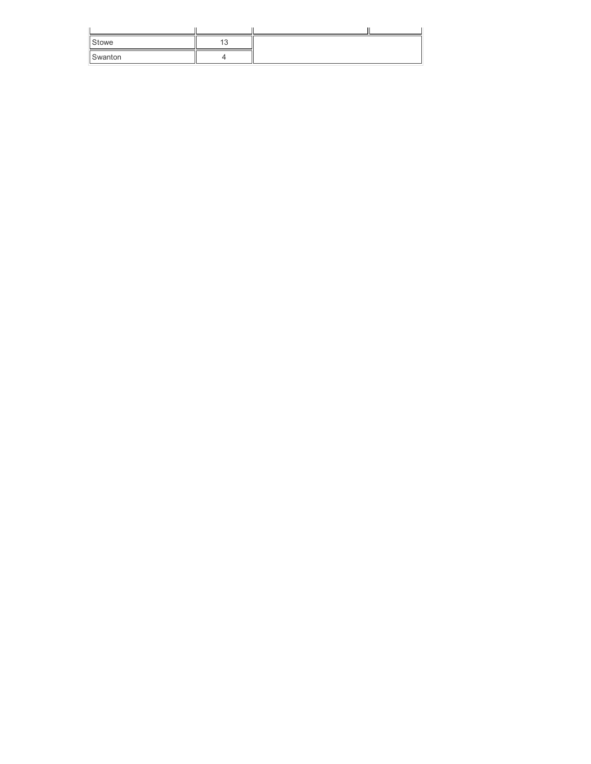| | | | |
|---|---|---|---|
| Stowe | 13 | | |
| Swanton | 4 | | |